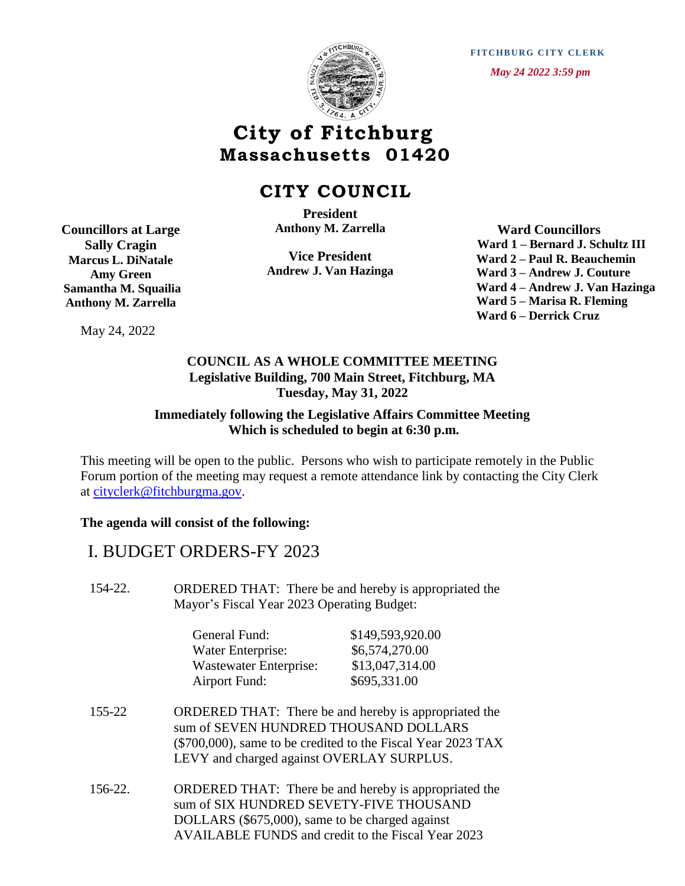**FITCHBURG CITY CLERK**

*May 24 2022 3:59 pm*

# City of Fitchburg
## Massachusetts 01420

## CITY COUNCIL

**Councillors at Large**
**Sally Cragin**
**Marcus L. DiNatale**
**Amy Green**
**Samantha M. Squailia**
**Anthony M. Zarrella**

**President**
**Anthony M. Zarrella**

**Vice President**
**Andrew J. Van Hazinga**

**Ward Councillors**
**Ward 1 – Bernard J. Schultz III**
**Ward 2 – Paul R. Beauchemin**
**Ward 3 – Andrew J. Couture**
**Ward 4 – Andrew J. Van Hazinga**
**Ward 5 – Marisa R. Fleming**
**Ward 6 – Derrick Cruz**

May 24, 2022

**COUNCIL AS A WHOLE COMMITTEE MEETING**
**Legislative Building, 700 Main Street, Fitchburg, MA**
**Tuesday, May 31, 2022**

**Immediately following the Legislative Affairs Committee Meeting**
**Which is scheduled to begin at 6:30 p.m.**

This meeting will be open to the public. Persons who wish to participate remotely in the Public Forum portion of the meeting may request a remote attendance link by contacting the City Clerk at cityclerk@fitchburgma.gov.

**The agenda will consist of the following:**

## I. BUDGET ORDERS-FY 2023

154-22. ORDERED THAT: There be and hereby is appropriated the Mayor's Fiscal Year 2023 Operating Budget:

| | |
|---|---|
| General Fund: | $149,593,920.00 |
| Water Enterprise: | $6,574,270.00 |
| Wastewater Enterprise: | $13,047,314.00 |
| Airport Fund: | $695,331.00 |

155-22 ORDERED THAT: There be and hereby is appropriated the sum of SEVEN HUNDRED THOUSAND DOLLARS ($700,000), same to be credited to the Fiscal Year 2023 TAX LEVY and charged against OVERLAY SURPLUS.

156-22. ORDERED THAT: There be and hereby is appropriated the sum of SIX HUNDRED SEVETY-FIVE THOUSAND DOLLARS ($675,000), same to be charged against AVAILABLE FUNDS and credit to the Fiscal Year 2023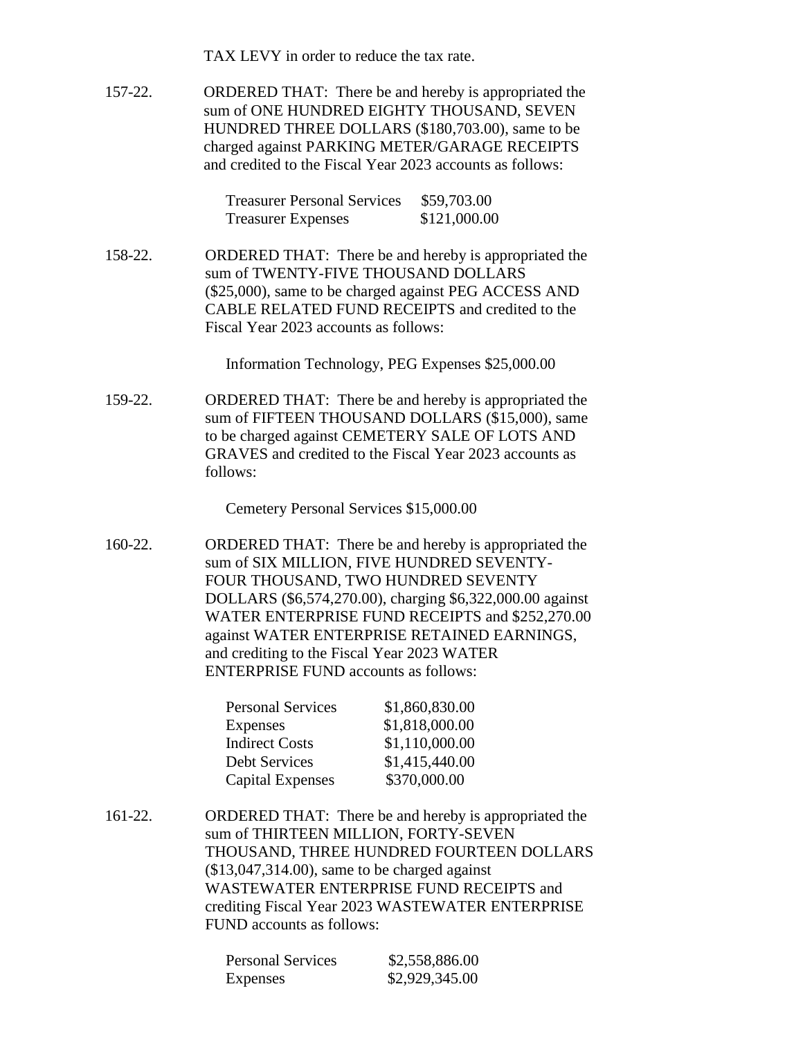TAX LEVY in order to reduce the tax rate.

157-22. ORDERED THAT: There be and hereby is appropriated the sum of ONE HUNDRED EIGHTY THOUSAND, SEVEN HUNDRED THREE DOLLARS ($180,703.00), same to be charged against PARKING METER/GARAGE RECEIPTS and credited to the Fiscal Year 2023 accounts as follows:

| | |
|---|---|
| Treasurer Personal Services | $59,703.00 |
| Treasurer Expenses | $121,000.00 |

158-22. ORDERED THAT: There be and hereby is appropriated the sum of TWENTY-FIVE THOUSAND DOLLARS ($25,000), same to be charged against PEG ACCESS AND CABLE RELATED FUND RECEIPTS and credited to the Fiscal Year 2023 accounts as follows:

Information Technology, PEG Expenses $25,000.00

159-22. ORDERED THAT: There be and hereby is appropriated the sum of FIFTEEN THOUSAND DOLLARS ($15,000), same to be charged against CEMETERY SALE OF LOTS AND GRAVES and credited to the Fiscal Year 2023 accounts as follows:

Cemetery Personal Services $15,000.00

160-22. ORDERED THAT: There be and hereby is appropriated the sum of SIX MILLION, FIVE HUNDRED SEVENTY-FOUR THOUSAND, TWO HUNDRED SEVENTY DOLLARS ($6,574,270.00), charging $6,322,000.00 against WATER ENTERPRISE FUND RECEIPTS and $252,270.00 against WATER ENTERPRISE RETAINED EARNINGS, and crediting to the Fiscal Year 2023 WATER ENTERPRISE FUND accounts as follows:

| | |
|---|---|
| Personal Services | $1,860,830.00 |
| Expenses | $1,818,000.00 |
| Indirect Costs | $1,110,000.00 |
| Debt Services | $1,415,440.00 |
| Capital Expenses | $370,000.00 |

161-22. ORDERED THAT: There be and hereby is appropriated the sum of THIRTEEN MILLION, FORTY-SEVEN THOUSAND, THREE HUNDRED FOURTEEN DOLLARS ($13,047,314.00), same to be charged against WASTEWATER ENTERPRISE FUND RECEIPTS and crediting Fiscal Year 2023 WASTEWATER ENTERPRISE FUND accounts as follows:

| | |
|---|---|
| Personal Services | $2,558,886.00 |
| Expenses | $2,929,345.00 |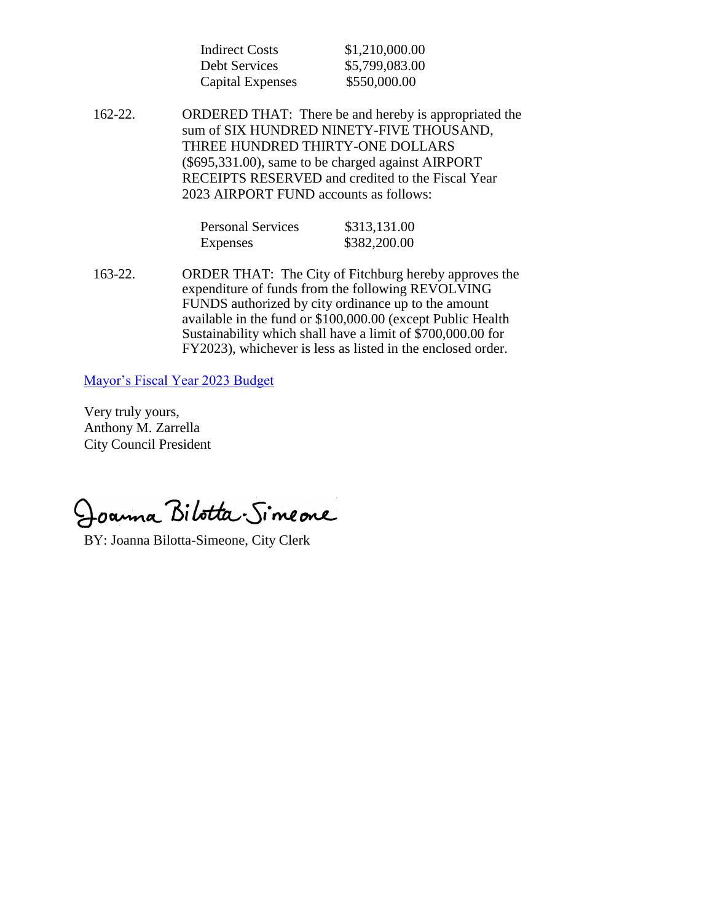| | |
|---|---|
| Indirect Costs | $1,210,000.00 |
| Debt Services | $5,799,083.00 |
| Capital Expenses | $550,000.00 |

162-22. ORDERED THAT: There be and hereby is appropriated the sum of SIX HUNDRED NINETY-FIVE THOUSAND, THREE HUNDRED THIRTY-ONE DOLLARS ($695,331.00), same to be charged against AIRPORT RECEIPTS RESERVED and credited to the Fiscal Year 2023 AIRPORT FUND accounts as follows:

| | |
|---|---|
| Personal Services | $313,131.00 |
| Expenses | $382,200.00 |

163-22. ORDER THAT: The City of Fitchburg hereby approves the expenditure of funds from the following REVOLVING FUNDS authorized by city ordinance up to the amount available in the fund or $100,000.00 (except Public Health Sustainability which shall have a limit of $700,000.00 for FY2023), whichever is less as listed in the enclosed order.

Mayor's Fiscal Year 2023 Budget

Very truly yours,
Anthony M. Zarrella
City Council President

Joanna Bilotta-Simeone

BY: Joanna Bilotta-Simeone, City Clerk